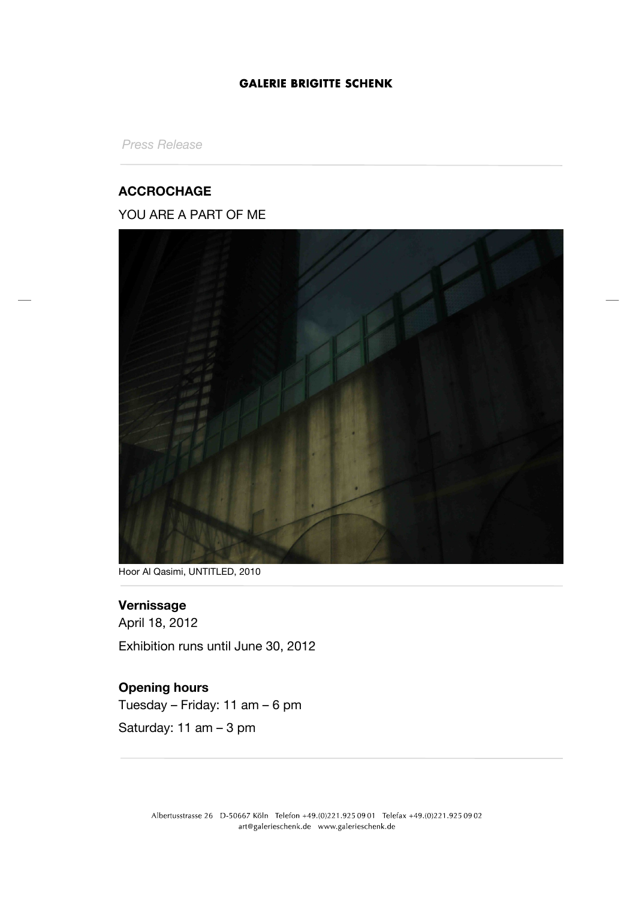GALERIE BRIGITTE SCHENK

*Press Release*

## ACCROCHAGE

YOU ARE A PART OF ME

Hoor Al Qasimi, UNTITLED, 2010

**Vernissage**

April 18, 2012

Exhibition runs until June 30, 2012

**Opening hours**

Tuesday – Friday: 11 am – 6 pm

Saturday: 11 am – 3 pm

Albertusstrasse 26 D-50667 Köln Telefon +49.(0)221.925 09 01 Telefax +49.(0)221.925 09 02
art@galerieschenk.de www.galerieschenk.de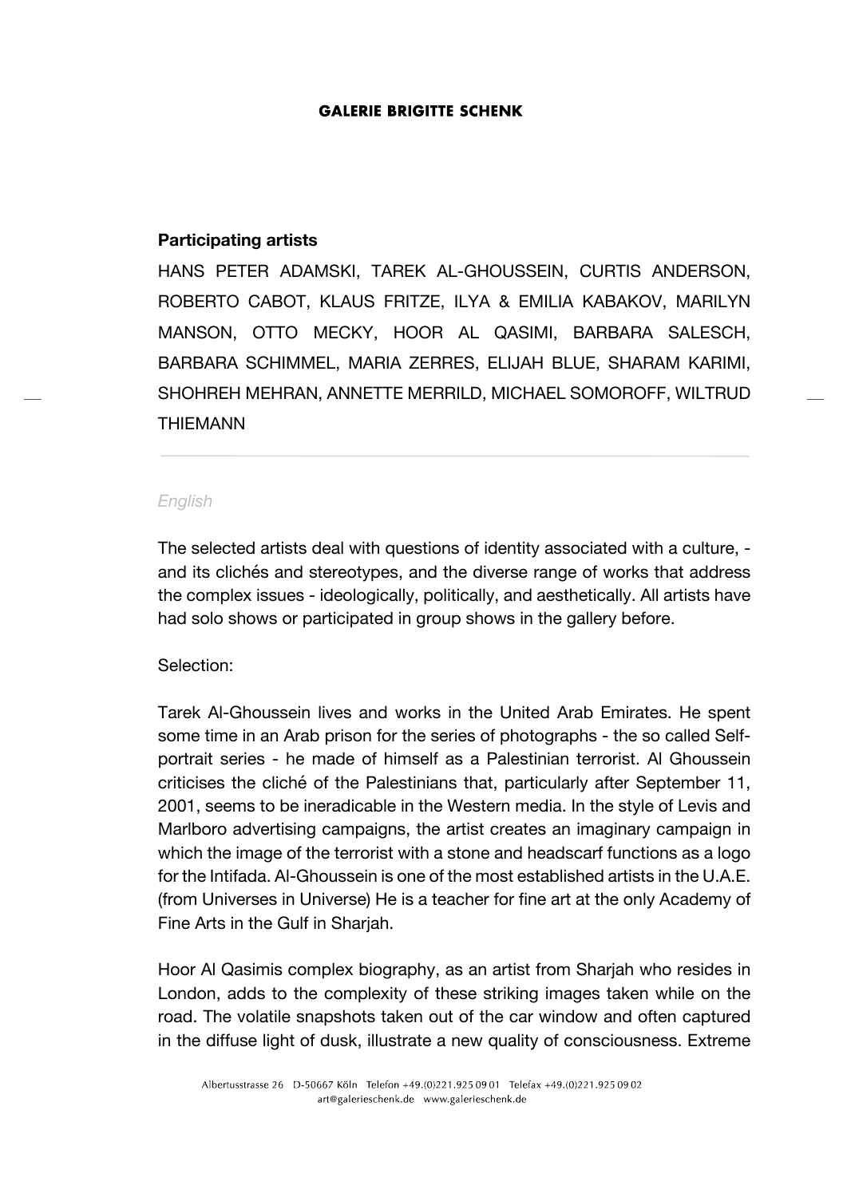### Participating artists

HANS PETER ADAMSKI, TAREK AL-GHOUSSEIN, CURTIS ANDERSON, ROBERTO CABOT, KLAUS FRITZE, ILYA & EMILIA KABAKOV, MARILYN MANSON, OTTO MECKY, HOOR AL QASIMI, BARBARA SALESCH, BARBARA SCHIMMEL, MARIA ZERRES, ELIJAH BLUE, SHARAM KARIMI, SHOHREH MEHRAN, ANNETTE MERRILD, MICHAEL SOMOROFF, WILTRUD THIEMANN

---

*English*

The selected artists deal with questions of identity associated with a culture, - and its clichés and stereotypes, and the diverse range of works that address the complex issues - ideologically, politically, and aesthetically. All artists have had solo shows or participated in group shows in the gallery before.

Selection:

Tarek Al-Ghoussein lives and works in the United Arab Emirates. He spent some time in an Arab prison for the series of photographs - the so called Self-portrait series - he made of himself as a Palestinian terrorist. Al Ghoussein criticises the cliché of the Palestinians that, particularly after September 11, 2001, seems to be ineradicable in the Western media. In the style of Levis and Marlboro advertising campaigns, the artist creates an imaginary campaign in which the image of the terrorist with a stone and headscarf functions as a logo for the Intifada. Al-Ghoussein is one of the most established artists in the U.A.E. (from Universes in Universe) He is a teacher for fine art at the only Academy of Fine Arts in the Gulf in Sharjah.

Hoor Al Qasimis complex biography, as an artist from Sharjah who resides in London, adds to the complexity of these striking images taken while on the road. The volatile snapshots taken out of the car window and often captured in the diffuse light of dusk, illustrate a new quality of consciousness. Extreme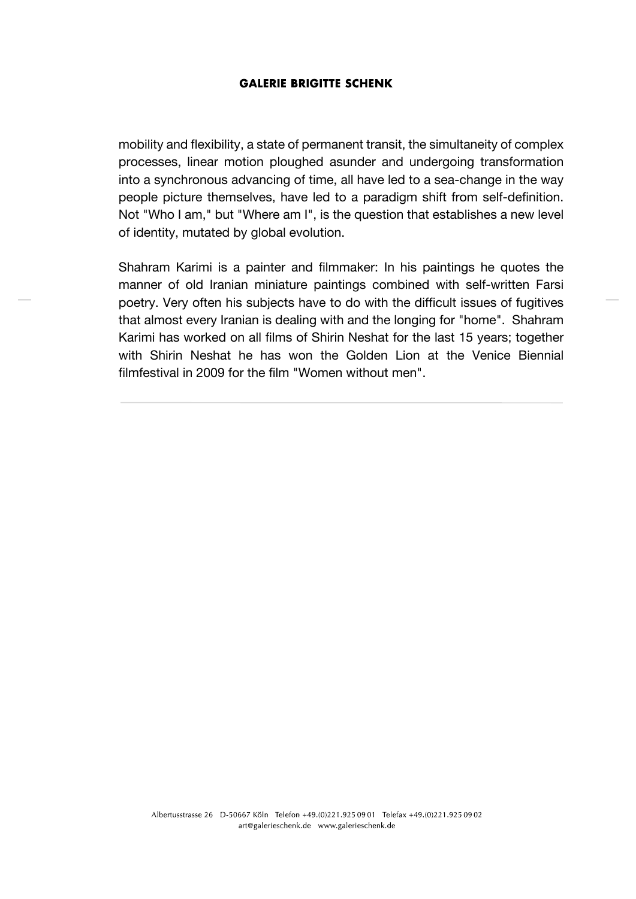mobility and flexibility, a state of permanent transit, the simultaneity of complex processes, linear motion ploughed asunder and undergoing transformation into a synchronous advancing of time, all have led to a sea-change in the way people picture themselves, have led to a paradigm shift from self-definition. Not "Who I am," but "Where am I", is the question that establishes a new level of identity, mutated by global evolution.

Shahram Karimi is a painter and filmmaker: In his paintings he quotes the manner of old Iranian miniature paintings combined with self-written Farsi poetry. Very often his subjects have to do with the difficult issues of fugitives that almost every Iranian is dealing with and the longing for "home". Shahram Karimi has worked on all films of Shirin Neshat for the last 15 years; together with Shirin Neshat he has won the Golden Lion at the Venice Biennial filmfestival in 2009 for the film "Women without men".